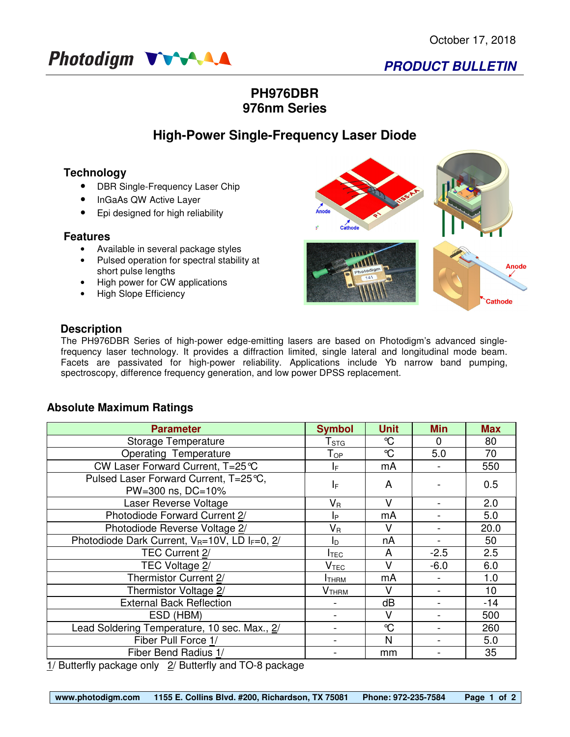October 17, 2018

Photodigm

**PRODUCT BULLETIN**

# PH976DBR
# 976nm Series

## High-Power Single-Frequency Laser Diode

### Technology

- DBR Single-Frequency Laser Chip
- InGaAs QW Active Layer
- Epi designed for high reliability

### Features

- Available in several package styles
- Pulsed operation for spectral stability at short pulse lengths
- High power for CW applications
- High Slope Efficiency

### Description

The PH976DBR Series of high-power edge-emitting lasers are based on Photodigm's advanced single-frequency laser technology. It provides a diffraction limited, single lateral and longitudinal mode beam. Facets are passivated for high-power reliability. Applications include Yb narrow band pumping, spectroscopy, difference frequency generation, and low power DPSS replacement.

### Absolute Maximum Ratings

| Parameter | Symbol | Unit | Min | Max |
|---|---|---|---|---|
| Storage Temperature | $T_{STG}$ | °C | 0 | 80 |
| Operating Temperature | $T_{OP}$ | °C | 5.0 | 70 |
| CW Laser Forward Current, T=25°C | $I_F$ | mA | - | 550 |
| Pulsed Laser Forward Current, T=25°C, PW=300 ns, DC=10% | $I_F$ | A | - | 0.5 |
| Laser Reverse Voltage | $V_R$ | V | - | 2.0 |
| Photodiode Forward Current 2/ | $I_P$ | mA | - | 5.0 |
| Photodiode Reverse Voltage 2/ | $V_R$ | V | - | 20.0 |
| Photodiode Dark Current, $V_R$=10V, LD $I_F$=0, 2/ | $I_D$ | nA | - | 50 |
| TEC Current 2/ | $I_{TEC}$ | A | -2.5 | 2.5 |
| TEC Voltage 2/ | $V_{TEC}$ | V | -6.0 | 6.0 |
| Thermistor Current 2/ | $I_{THRM}$ | mA | - | 1.0 |
| Thermistor Voltage 2/ | $V_{THRM}$ | V | - | 10 |
| External Back Reflection | - | dB | - | -14 |
| ESD (HBM) | - | V | - | 500 |
| Lead Soldering Temperature, 10 sec. Max., 2/ | - | °C | - | 260 |
| Fiber Pull Force 1/ | - | N | - | 5.0 |
| Fiber Bend Radius 1/ | - | mm | - | 35 |

1/ Butterfly package only   2/ Butterfly and TO-8 package

www.photodigm.com   1155 E. Collins Blvd. #200, Richardson, TX 75081   Phone: 972-235-7584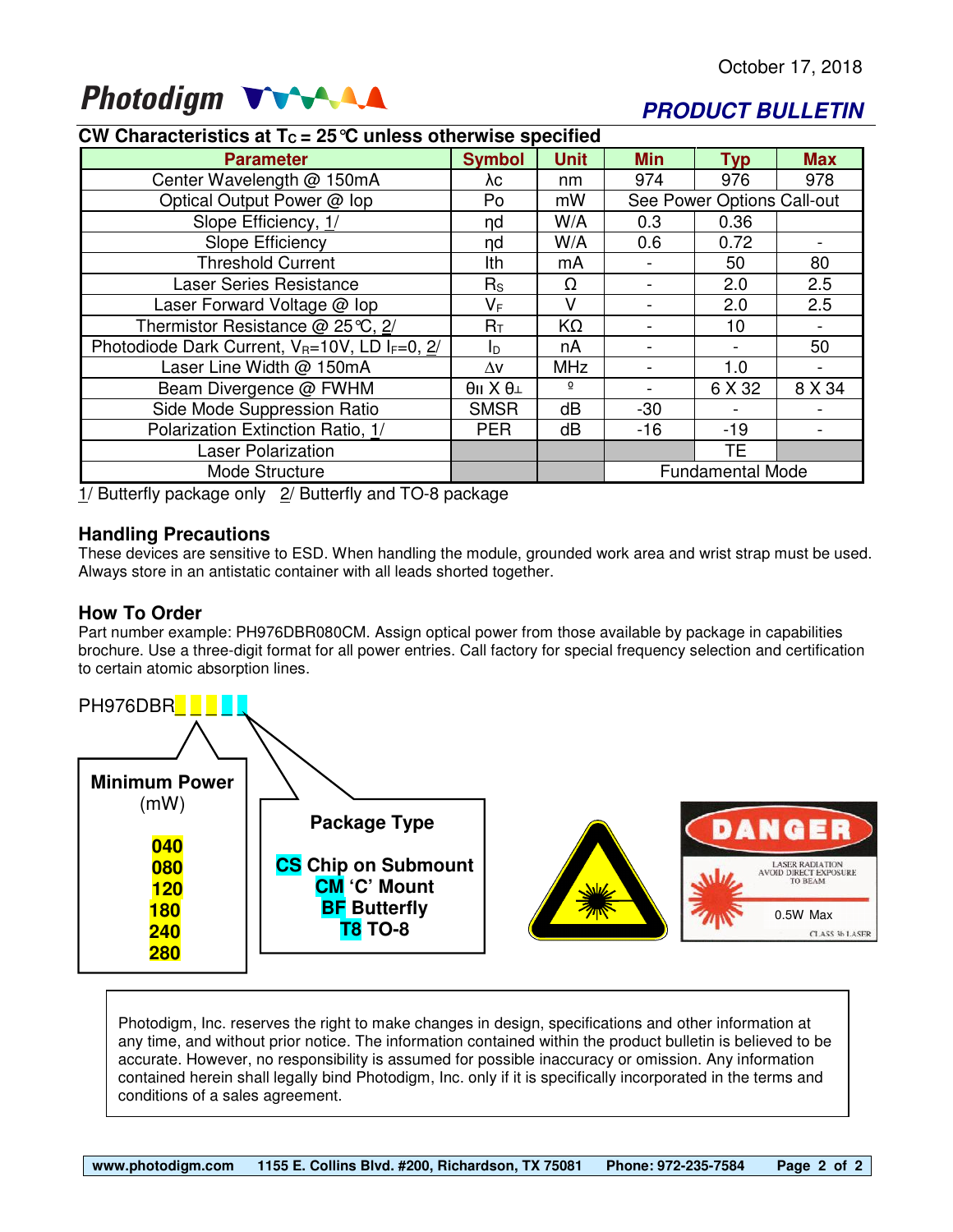October 17, 2018

Photodigm

**PRODUCT BULLETIN**

## CW Characteristics at $T_C$ = 25°C unless otherwise specified

| Parameter | Symbol | Unit | Min | Typ | Max |
|---|---|---|---|---|---|
| Center Wavelength @ 150mA | λc | nm | 974 | 976 | 978 |
| Optical Output Power @ Iop | Po | mW | See Power Options Call-out | | |
| Slope Efficiency, 1/ | ηd | W/A | 0.3 | 0.36 | |
| Slope Efficiency | ηd | W/A | 0.6 | 0.72 | - |
| Threshold Current | Ith | mA | - | 50 | 80 |
| Laser Series Resistance | $R_S$ | Ω | - | 2.0 | 2.5 |
| Laser Forward Voltage @ Iop | $V_F$ | V | - | 2.0 | 2.5 |
| Thermistor Resistance @ 25°C, 2/ | $R_T$ | KΩ | - | 10 | - |
| Photodiode Dark Current, $V_R$=10V, LD $I_F$=0, 2/ | $I_D$ | nA | - | - | 50 |
| Laser Line Width @ 150mA | Δv | MHz | - | 1.0 | - |
| Beam Divergence @ FWHM | $\theta_{II}$ X $\theta_{\perp}$ | º | - | 6 X 32 | 8 X 34 |
| Side Mode Suppression Ratio | SMSR | dB | -30 | - | - |
| Polarization Extinction Ratio, 1/ | PER | dB | -16 | -19 | - |
| Laser Polarization | | | | TE | |
| Mode Structure | | | Fundamental Mode | | |

1/ Butterfly package only 2/ Butterfly and TO-8 package

## Handling Precautions

These devices are sensitive to ESD. When handling the module, grounded work area and wrist strap must be used. Always store in an antistatic container with all leads shorted together.

## How To Order

Part number example: PH976DBR080CM. Assign optical power from those available by package in capabilities brochure. Use a three-digit format for all power entries. Call factory for special frequency selection and certification to certain atomic absorption lines.

PH976DBR_ _ _ _ _

**Minimum Power**
(mW)

**040**
**080**
**120**
**180**
**240**
**280**

**Package Type**

**CS Chip on Submount**
**CM 'C' Mount**
**BF Butterfly**
**T8 TO-8**

DANGER
LASER RADIATION
AVOID DIRECT EXPOSURE
TO BEAM
0.5W Max
CLASS 3b LASER

Photodigm, Inc. reserves the right to make changes in design, specifications and other information at any time, and without prior notice. The information contained within the product bulletin is believed to be accurate. However, no responsibility is assumed for possible inaccuracy or omission. Any information contained herein shall legally bind Photodigm, Inc. only if it is specifically incorporated in the terms and conditions of a sales agreement.

www.photodigm.com 1155 E. Collins Blvd. #200, Richardson, TX 75081 Phone: 972-235-7584